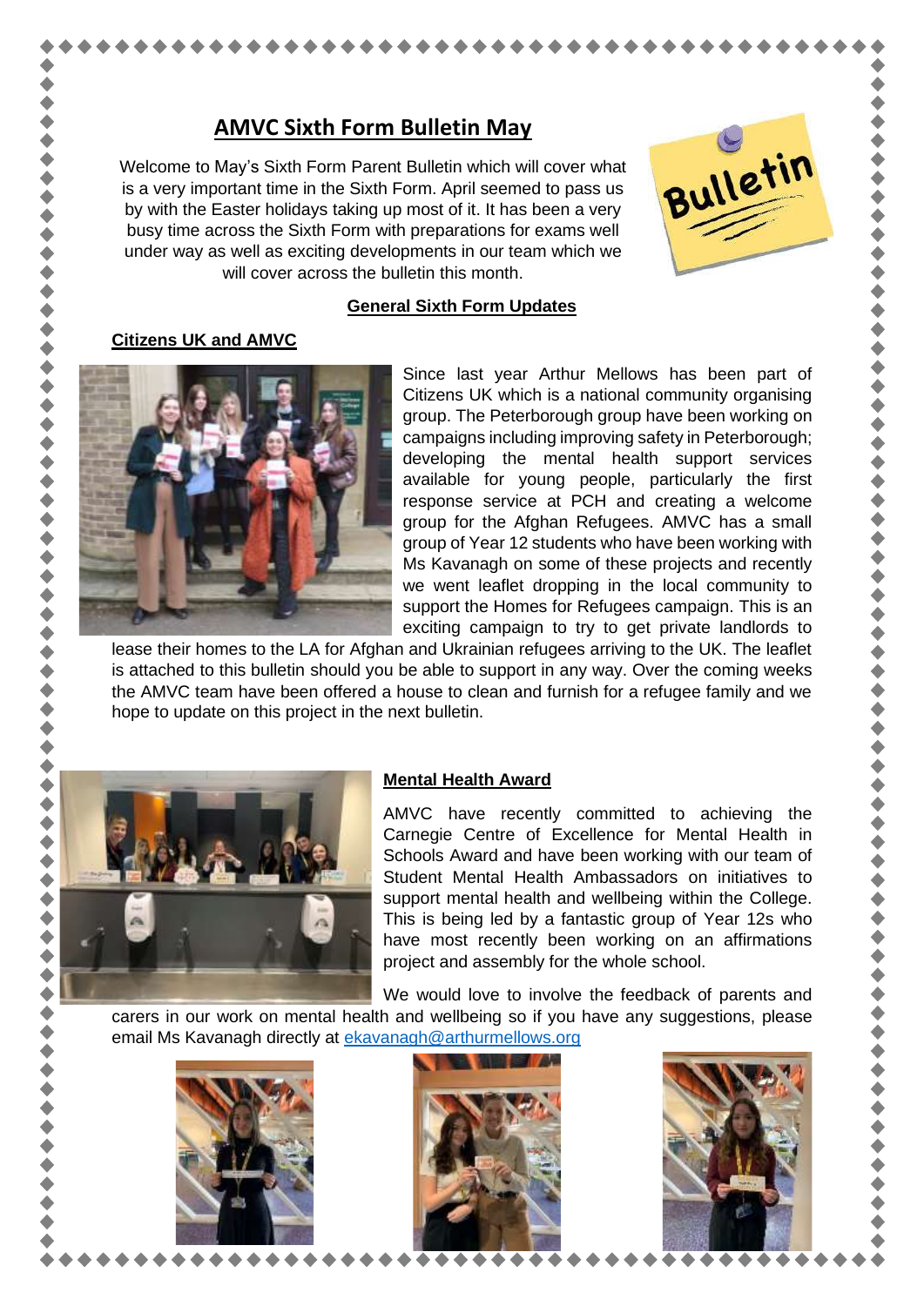# AMVC Sixth Form Bulletin May

Welcome to May's Sixth Form Parent Bulletin which will cover what is a very important time in the Sixth Form. April seemed to pass us by with the Easter holidays taking up most of it. It has been a very busy time across the Sixth Form with preparations for exams well under way as well as exciting developments in our team which we will cover across the bulletin this month.

## General Sixth Form Updates

### Citizens UK and AMVC

Since last year Arthur Mellows has been part of Citizens UK which is a national community organising group. The Peterborough group have been working on campaigns including improving safety in Peterborough; developing the mental health support services available for young people, particularly the first response service at PCH and creating a welcome group for the Afghan Refugees. AMVC has a small group of Year 12 students who have been working with Ms Kavanagh on some of these projects and recently we went leaflet dropping in the local community to support the Homes for Refugees campaign. This is an exciting campaign to try to get private landlords to lease their homes to the LA for Afghan and Ukrainian refugees arriving to the UK. The leaflet is attached to this bulletin should you be able to support in any way. Over the coming weeks the AMVC team have been offered a house to clean and furnish for a refugee family and we hope to update on this project in the next bulletin.

### Mental Health Award

AMVC have recently committed to achieving the Carnegie Centre of Excellence for Mental Health in Schools Award and have been working with our team of Student Mental Health Ambassadors on initiatives to support mental health and wellbeing within the College. This is being led by a fantastic group of Year 12s who have most recently been working on an affirmations project and assembly for the whole school.

We would love to involve the feedback of parents and carers in our work on mental health and wellbeing so if you have any suggestions, please email Ms Kavanagh directly at ekavanagh@arthurmellows.org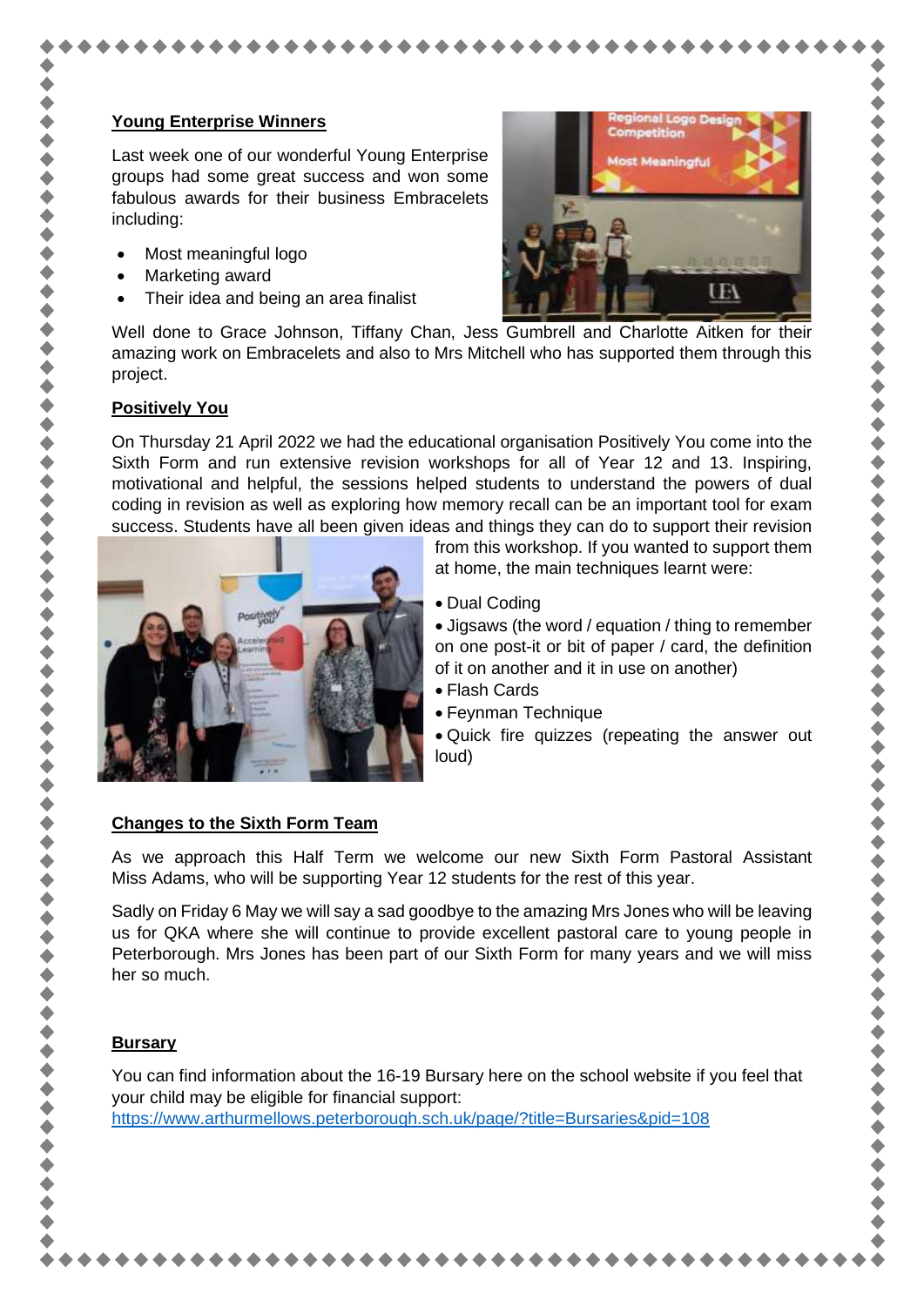**Young Enterprise Winners**

Last week one of our wonderful Young Enterprise groups had some great success and won some fabulous awards for their business Embracelets including:

- Most meaningful logo
- Marketing award
- Their idea and being an area finalist

Well done to Grace Johnson, Tiffany Chan, Jess Gumbrell and Charlotte Aitken for their amazing work on Embracelets and also to Mrs Mitchell who has supported them through this project.

**Positively You**

On Thursday 21 April 2022 we had the educational organisation Positively You come into the Sixth Form and run extensive revision workshops for all of Year 12 and 13. Inspiring, motivational and helpful, the sessions helped students to understand the powers of dual coding in revision as well as exploring how memory recall can be an important tool for exam success. Students have all been given ideas and things they can do to support their revision from this workshop. If you wanted to support them at home, the main techniques learnt were:

- Dual Coding
- Jigsaws (the word / equation / thing to remember on one post-it or bit of paper / card, the definition of it on another and it in use on another)
- Flash Cards
- Feynman Technique
- Quick fire quizzes (repeating the answer out loud)

**Changes to the Sixth Form Team**

As we approach this Half Term we welcome our new Sixth Form Pastoral Assistant Miss Adams, who will be supporting Year 12 students for the rest of this year.

Sadly on Friday 6 May we will say a sad goodbye to the amazing Mrs Jones who will be leaving us for QKA where she will continue to provide excellent pastoral care to young people in Peterborough. Mrs Jones has been part of our Sixth Form for many years and we will miss her so much.

**Bursary**

You can find information about the 16-19 Bursary here on the school website if you feel that your child may be eligible for financial support:
https://www.arthurmellows.peterborough.sch.uk/page/?title=Bursaries&pid=108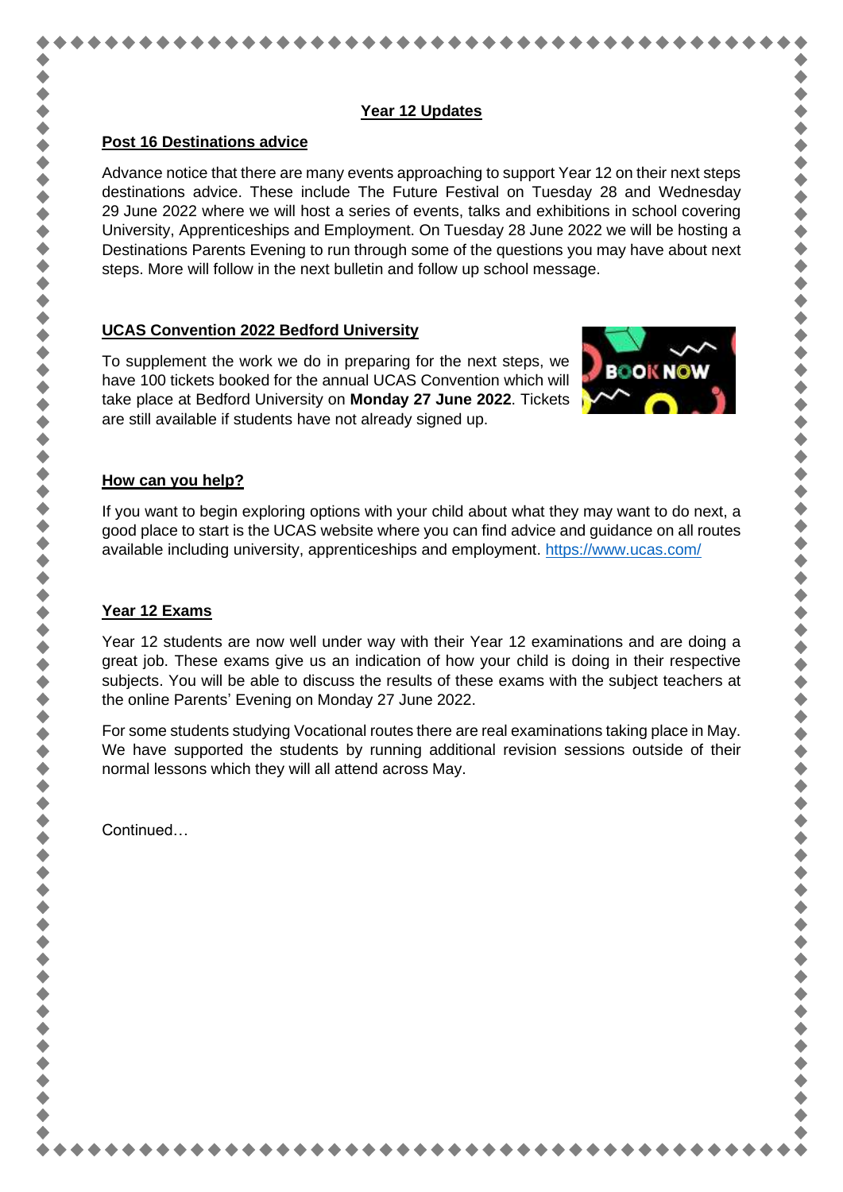## Year 12 Updates

### Post 16 Destinations advice

Advance notice that there are many events approaching to support Year 12 on their next steps destinations advice. These include The Future Festival on Tuesday 28 and Wednesday 29 June 2022 where we will host a series of events, talks and exhibitions in school covering University, Apprenticeships and Employment. On Tuesday 28 June 2022 we will be hosting a Destinations Parents Evening to run through some of the questions you may have about next steps. More will follow in the next bulletin and follow up school message.

### UCAS Convention 2022 Bedford University

To supplement the work we do in preparing for the next steps, we have 100 tickets booked for the annual UCAS Convention which will take place at Bedford University on **Monday 27 June 2022**. Tickets are still available if students have not already signed up.

### How can you help?

If you want to begin exploring options with your child about what they may want to do next, a good place to start is the UCAS website where you can find advice and guidance on all routes available including university, apprenticeships and employment. https://www.ucas.com/

### Year 12 Exams

Year 12 students are now well under way with their Year 12 examinations and are doing a great job. These exams give us an indication of how your child is doing in their respective subjects. You will be able to discuss the results of these exams with the subject teachers at the online Parents' Evening on Monday 27 June 2022.

For some students studying Vocational routes there are real examinations taking place in May. We have supported the students by running additional revision sessions outside of their normal lessons which they will all attend across May.

Continued…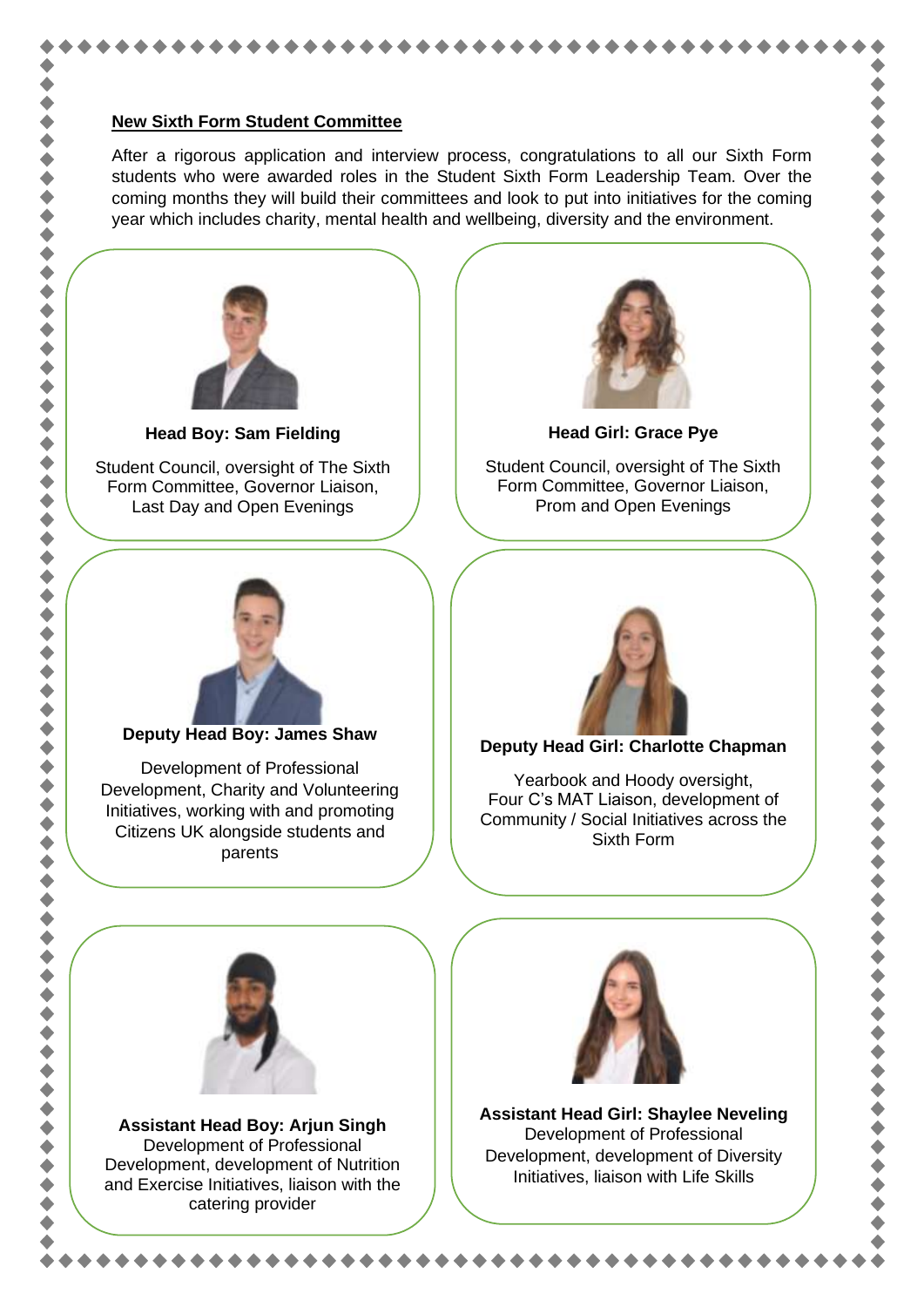## New Sixth Form Student Committee

After a rigorous application and interview process, congratulations to all our Sixth Form students who were awarded roles in the Student Sixth Form Leadership Team. Over the coming months they will build their committees and look to put into initiatives for the coming year which includes charity, mental health and wellbeing, diversity and the environment.

**Head Boy: Sam Fielding**

Student Council, oversight of The Sixth Form Committee, Governor Liaison, Last Day and Open Evenings

**Head Girl: Grace Pye**

Student Council, oversight of The Sixth Form Committee, Governor Liaison, Prom and Open Evenings

**Deputy Head Boy: James Shaw**

Development of Professional Development, Charity and Volunteering Initiatives, working with and promoting Citizens UK alongside students and parents

**Deputy Head Girl: Charlotte Chapman**

Yearbook and Hoody oversight, Four C's MAT Liaison, development of Community / Social Initiatives across the Sixth Form

**Assistant Head Boy: Arjun Singh**

Development of Professional Development, development of Nutrition and Exercise Initiatives, liaison with the catering provider

**Assistant Head Girl: Shaylee Neveling**

Development of Professional Development, development of Diversity Initiatives, liaison with Life Skills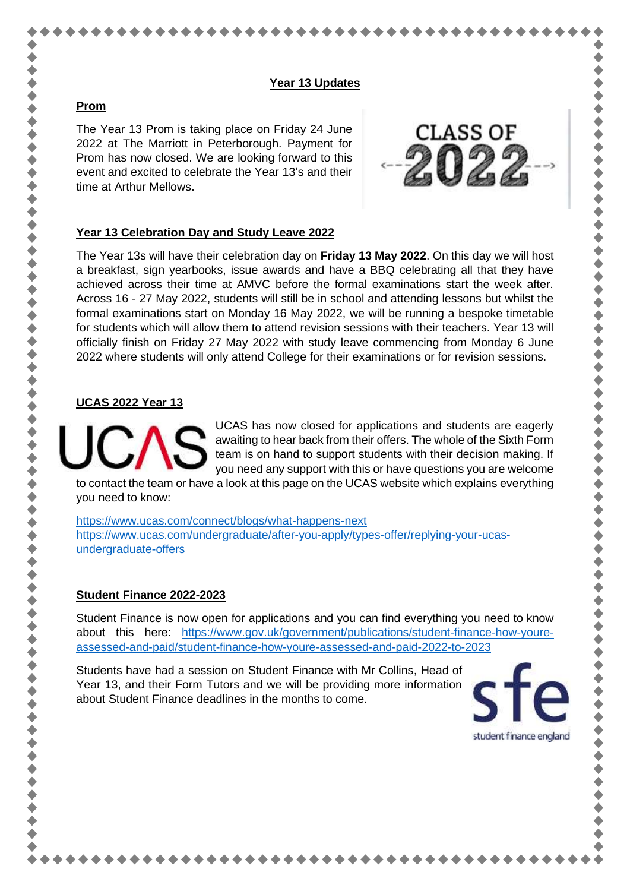## Year 13 Updates

### Prom

The Year 13 Prom is taking place on Friday 24 June 2022 at The Marriott in Peterborough. Payment for Prom has now closed. We are looking forward to this event and excited to celebrate the Year 13's and their time at Arthur Mellows.

### Year 13 Celebration Day and Study Leave 2022

The Year 13s will have their celebration day on **Friday 13 May 2022**. On this day we will host a breakfast, sign yearbooks, issue awards and have a BBQ celebrating all that they have achieved across their time at AMVC before the formal examinations start the week after. Across 16 - 27 May 2022, students will still be in school and attending lessons but whilst the formal examinations start on Monday 16 May 2022, we will be running a bespoke timetable for students which will allow them to attend revision sessions with their teachers. Year 13 will officially finish on Friday 27 May 2022 with study leave commencing from Monday 6 June 2022 where students will only attend College for their examinations or for revision sessions.

### UCAS 2022 Year 13

UCAS has now closed for applications and students are eagerly awaiting to hear back from their offers. The whole of the Sixth Form team is on hand to support students with their decision making. If you need any support with this or have questions you are welcome to contact the team or have a look at this page on the UCAS website which explains everything you need to know:

https://www.ucas.com/connect/blogs/what-happens-next
https://www.ucas.com/undergraduate/after-you-apply/types-offer/replying-your-ucas-undergraduate-offers

### Student Finance 2022-2023

Student Finance is now open for applications and you can find everything you need to know about this here: https://www.gov.uk/government/publications/student-finance-how-youre-assessed-and-paid/student-finance-how-youre-assessed-and-paid-2022-to-2023

Students have had a session on Student Finance with Mr Collins, Head of Year 13, and their Form Tutors and we will be providing more information about Student Finance deadlines in the months to come.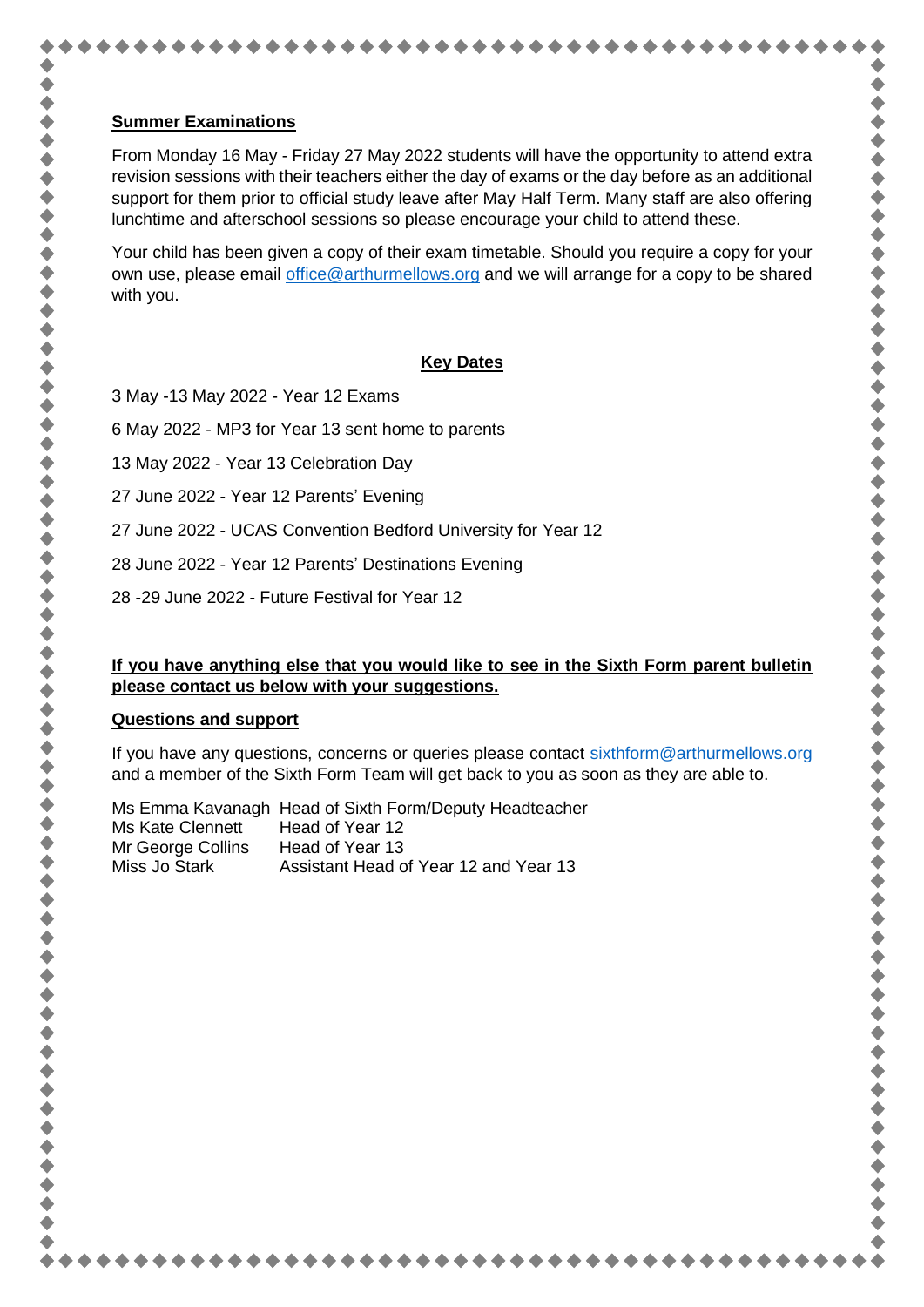**Summer Examinations**

From Monday 16 May - Friday 27 May 2022 students will have the opportunity to attend extra revision sessions with their teachers either the day of exams or the day before as an additional support for them prior to official study leave after May Half Term. Many staff are also offering lunchtime and afterschool sessions so please encourage your child to attend these.

Your child has been given a copy of their exam timetable. Should you require a copy for your own use, please email office@arthurmellows.org and we will arrange for a copy to be shared with you.

**Key Dates**

3 May -13 May 2022 - Year 12 Exams

6 May 2022 - MP3 for Year 13 sent home to parents

13 May 2022 - Year 13 Celebration Day

27 June 2022 - Year 12 Parents' Evening

27 June 2022 - UCAS Convention Bedford University for Year 12

28 June 2022 - Year 12 Parents' Destinations Evening

28 -29 June 2022 - Future Festival for Year 12

**If you have anything else that you would like to see in the Sixth Form parent bulletin please contact us below with your suggestions.**

**Questions and support**

If you have any questions, concerns or queries please contact sixthform@arthurmellows.org and a member of the Sixth Form Team will get back to you as soon as they are able to.

| | |
|---|---|
| Ms Emma Kavanagh | Head of Sixth Form/Deputy Headteacher |
| Ms Kate Clennett | Head of Year 12 |
| Mr George Collins | Head of Year 13 |
| Miss Jo Stark | Assistant Head of Year 12 and Year 13 |